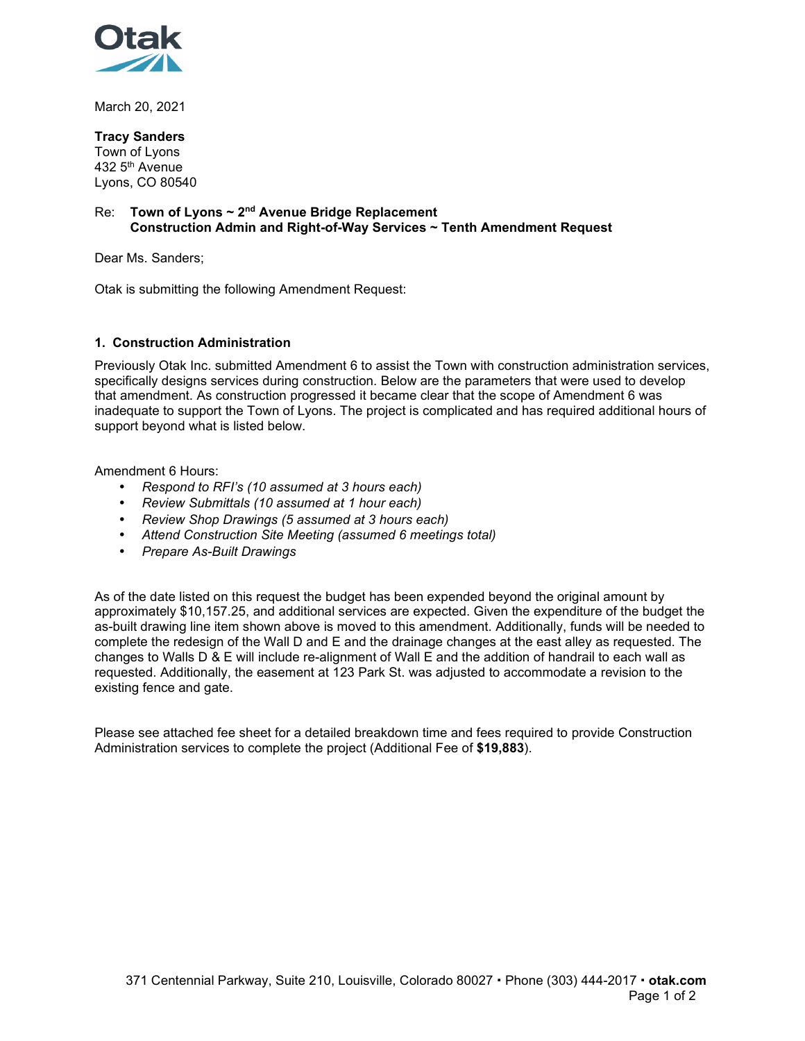Otak

March 20, 2021

**Tracy Sanders**
Town of Lyons
432 5th Avenue
Lyons, CO 80540

Re: **Town of Lyons ~ 2nd Avenue Bridge Replacement**
**Construction Admin and Right-of-Way Services ~ Tenth Amendment Request**

Dear Ms. Sanders;

Otak is submitting the following Amendment Request:

### 1. Construction Administration

Previously Otak Inc. submitted Amendment 6 to assist the Town with construction administration services, specifically designs services during construction. Below are the parameters that were used to develop that amendment. As construction progressed it became clear that the scope of Amendment 6 was inadequate to support the Town of Lyons. The project is complicated and has required additional hours of support beyond what is listed below.

Amendment 6 Hours:

- *Respond to RFI's (10 assumed at 3 hours each)*
- *Review Submittals (10 assumed at 1 hour each)*
- *Review Shop Drawings (5 assumed at 3 hours each)*
- *Attend Construction Site Meeting (assumed 6 meetings total)*
- *Prepare As-Built Drawings*

As of the date listed on this request the budget has been expended beyond the original amount by approximately $10,157.25, and additional services are expected. Given the expenditure of the budget the as-built drawing line item shown above is moved to this amendment. Additionally, funds will be needed to complete the redesign of the Wall D and E and the drainage changes at the east alley as requested. The changes to Walls D & E will include re-alignment of Wall E and the addition of handrail to each wall as requested. Additionally, the easement at 123 Park St. was adjusted to accommodate a revision to the existing fence and gate.

Please see attached fee sheet for a detailed breakdown time and fees required to provide Construction Administration services to complete the project (Additional Fee of **$19,883**).

371 Centennial Parkway, Suite 210, Louisville, Colorado 80027 ▪ Phone (303) 444-2017 ▪ **otak.com**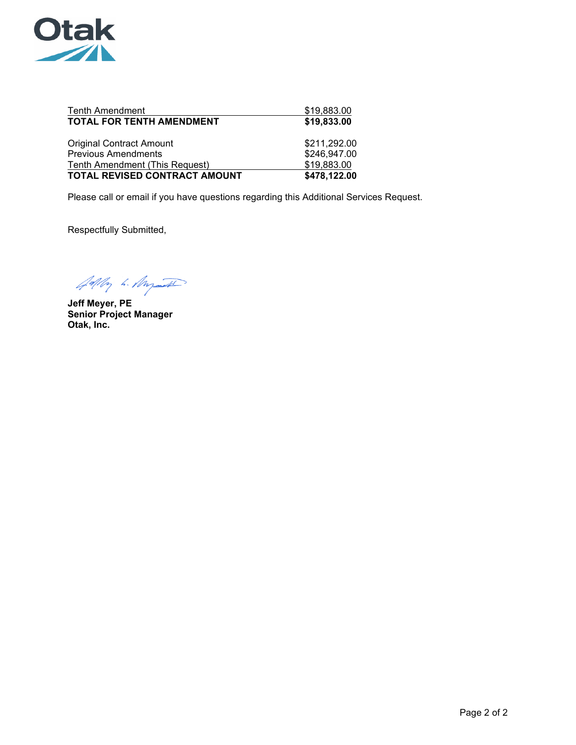| | |
|---|---|
| Tenth Amendment | $19,883.00 |
| **TOTAL FOR TENTH AMENDMENT** | **$19,833.00** |

| | |
|---|---|
| Original Contract Amount | $211,292.00 |
| Previous Amendments | $246,947.00 |
| Tenth Amendment (This Request) | $19,883.00 |
| **TOTAL REVISED CONTRACT AMOUNT** | **$478,122.00** |

Please call or email if you have questions regarding this Additional Services Request.

Respectfully Submitted,

**Jeff Meyer, PE**
**Senior Project Manager**
**Otak, Inc.**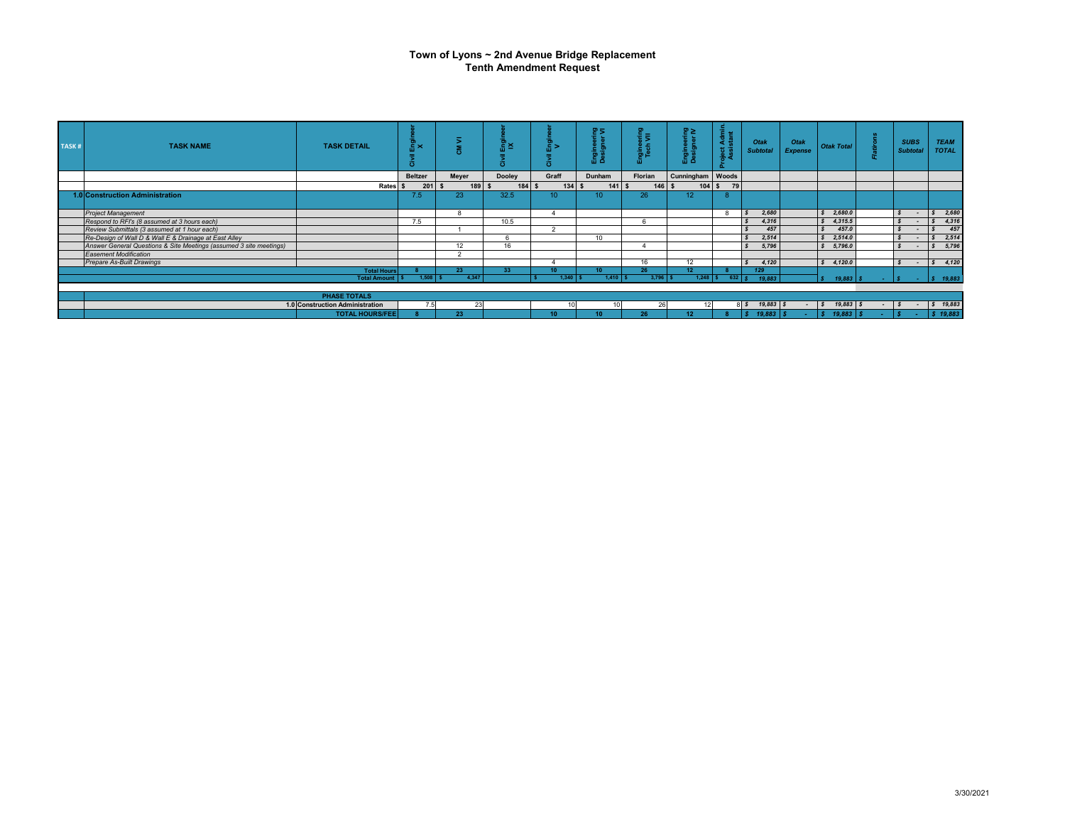# Town of Lyons ~ 2nd Avenue Bridge Replacement
## Tenth Amendment Request

| TASK # | TASK NAME | TASK DETAIL | Civil Engineer X | CM VI | Civil Engineer IX | Civil Engineer V | Engineering Designer VI | Engineering Tech VII | Engineering Designer IV | Project Admin. Assistant | Otak Subtotal | Otak Expense | Otak Total | Flatirons | SUBS Subtotal | TEAM TOTAL |
|---|---|---|---|---|---|---|---|---|---|---|---|---|---|---|---|---|
| | | | Beltzer | Meyer | Dooley | Graff | Dunham | Florian | Cunningham | Woods | | | | | | |
| | | Rates | $ 201 | $ 189 | $ 184 | $ 134 | $ 141 | $ 146 | $ 104 | $ 79 | | | | | | |
| 1.0 | **Construction Administration** | | 7.5 | 23 | 32.5 | 10 | 10 | 26 | 12 | 8 | | | | | | |
| | *Project Management* | | | 8 | | 4 | | | | 8 | $ 2,680 | | $ 2,680.0 | | $ - | $ 2,680 |
| | *Respond to RFI's (8 assumed at 3 hours each)* | | 7.5 | | 10.5 | | | 6 | | | $ 4,316 | | $ 4,315.5 | | $ - | $ 4,316 |
| | *Review Submittals (3 assumed at 1 hour each)* | | | 1 | | 2 | | | | | $ 457 | | $ 457.0 | | $ - | $ 457 |
| | *Re-Design of Wall D & Wall E & Drainage at East Alley* | | | | 6 | | 10 | | | | $ 2,514 | | $ 2,514.0 | | $ - | $ 2,514 |
| | *Answer General Questions & Site Meetings (assumed 3 site meetings)* | | | 12 | 16 | | | 4 | | | $ 5,796 | | $ 5,796.0 | | $ - | $ 5,796 |
| | *Easement Modification* | | | 2 | | | | | | | | | | | | |
| | *Prepare As-Built Drawings* | | | | | 4 | | 16 | 12 | | $ 4,120 | | $ 4,120.0 | | $ - | $ 4,120 |
| | | Total Hours | 8 | 23 | 33 | 10 | 10 | 26 | 12 | 8 | 129 | | | | | |
| | | Total Amount | $ 1,508 | $ 4,347 | | $ 1,340 | $ 1,410 | $ 3,796 | $ 1,248 | $ 632 | $ 19,883 | | $ 19,883 | $ - | $ - | $ 19,883 |
| | | **PHASE TOTALS** | | | | | | | | | | | | | | |
| | | 1.0 Construction Administration | 7.5 | 23 | | 10 | 10 | 26 | 12 | 8 | $ 19,883 | $ - | $ 19,883 | $ - | $ - | $ 19,883 |
| | | **TOTAL HOURS/FEE** | 8 | 23 | | 10 | 10 | 26 | 12 | 8 | $ 19,883 | $ - | $ 19,883 | $ - | $ - | $ 19,883 |

3/30/2021